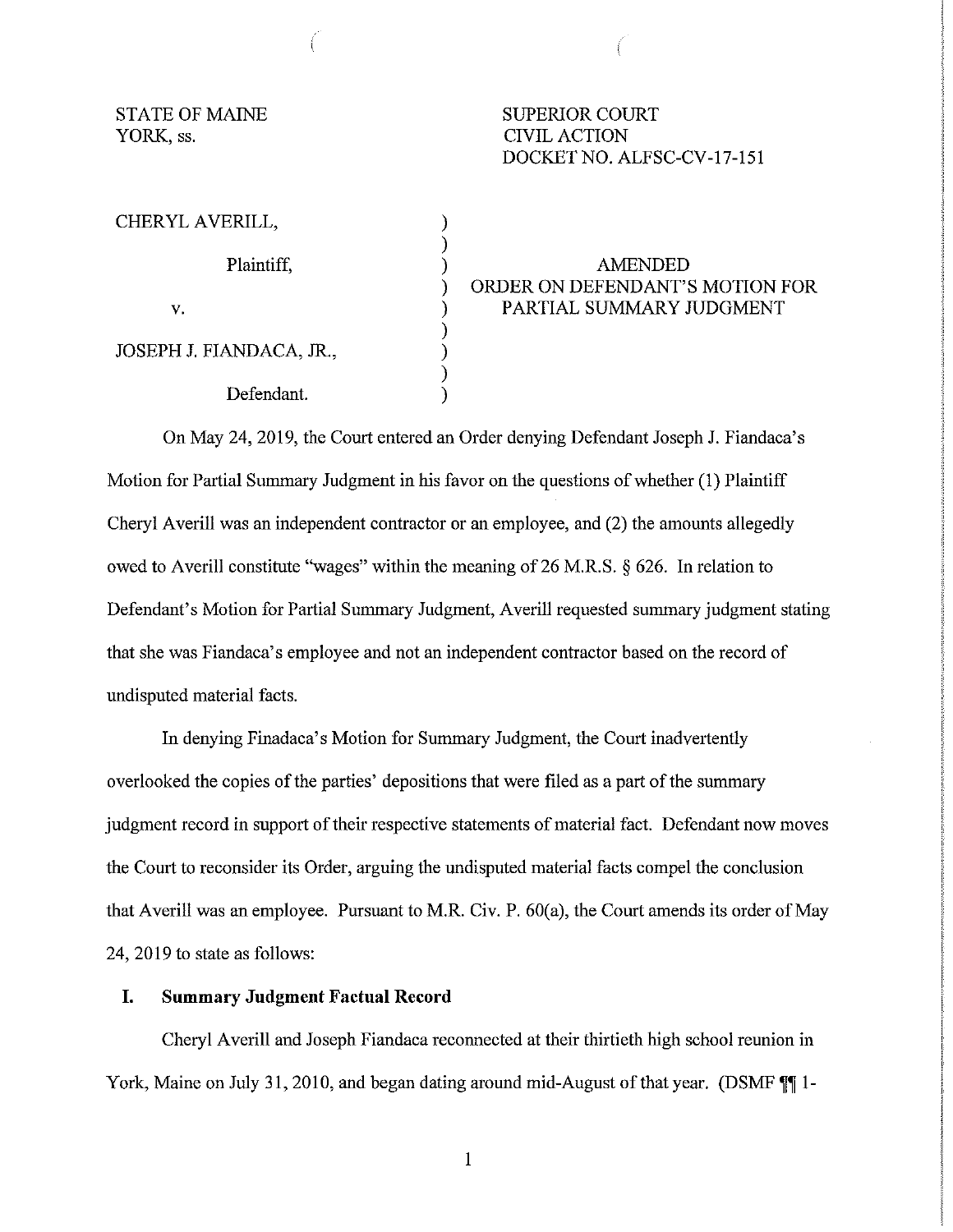STATE OF MAINE
YORK, ss.

SUPERIOR COURT
CIVIL ACTION
DOCKET NO. ALFSC-CV-17-151

| | | |
|---|---|---|
| CHERYL AVERILL, | ) | |
| | ) | |
| Plaintiff, | ) | AMENDED |
| | ) | ORDER ON DEFENDANT'S MOTION FOR |
| v. | ) | PARTIAL SUMMARY JUDGMENT |
| | ) | |
| JOSEPH J. FIANDACA, JR., | ) | |
| | ) | |
| Defendant. | ) | |

On May 24, 2019, the Court entered an Order denying Defendant Joseph J. Fiandaca's Motion for Partial Summary Judgment in his favor on the questions of whether (1) Plaintiff Cheryl Averill was an independent contractor or an employee, and (2) the amounts allegedly owed to Averill constitute "wages" within the meaning of 26 M.R.S. § 626. In relation to Defendant's Motion for Partial Summary Judgment, Averill requested summary judgment stating that she was Fiandaca's employee and not an independent contractor based on the record of undisputed material facts.

In denying Finadaca's Motion for Summary Judgment, the Court inadvertently overlooked the copies of the parties' depositions that were filed as a part of the summary judgment record in support of their respective statements of material fact. Defendant now moves the Court to reconsider its Order, arguing the undisputed material facts compel the conclusion that Averill was an employee. Pursuant to M.R. Civ. P. 60(a), the Court amends its order of May 24, 2019 to state as follows:

## I. Summary Judgment Factual Record

Cheryl Averill and Joseph Fiandaca reconnected at their thirtieth high school reunion in York, Maine on July 31, 2010, and began dating around mid-August of that year. (DSMF ¶¶ 1-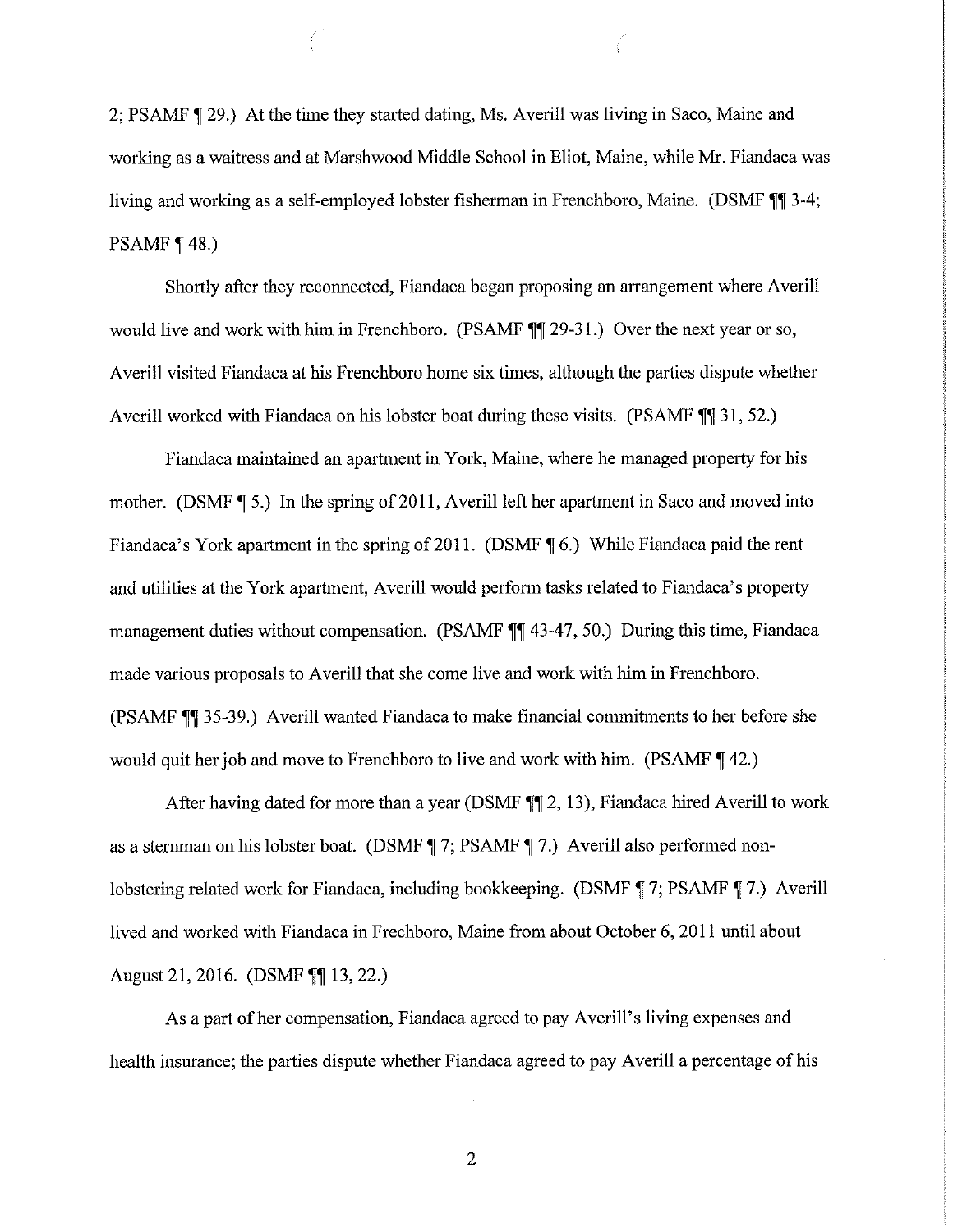2; PSAMF ¶ 29.) At the time they started dating, Ms. Averill was living in Saco, Maine and working as a waitress and at Marshwood Middle School in Eliot, Maine, while Mr. Fiandaca was living and working as a self-employed lobster fisherman in Frenchboro, Maine. (DSMF ¶¶ 3-4; PSAMF ¶ 48.)

Shortly after they reconnected, Fiandaca began proposing an arrangement where Averill would live and work with him in Frenchboro. (PSAMF ¶¶ 29-31.) Over the next year or so, Averill visited Fiandaca at his Frenchboro home six times, although the parties dispute whether Averill worked with Fiandaca on his lobster boat during these visits. (PSAMF ¶¶ 31, 52.)

Fiandaca maintained an apartment in York, Maine, where he managed property for his mother. (DSMF ¶ 5.) In the spring of 2011, Averill left her apartment in Saco and moved into Fiandaca's York apartment in the spring of 2011. (DSMF ¶ 6.) While Fiandaca paid the rent and utilities at the York apartment, Averill would perform tasks related to Fiandaca's property management duties without compensation. (PSAMF ¶¶ 43-47, 50.) During this time, Fiandaca made various proposals to Averill that she come live and work with him in Frenchboro. (PSAMF ¶¶ 35-39.) Averill wanted Fiandaca to make financial commitments to her before she would quit her job and move to Frenchboro to live and work with him. (PSAMF ¶ 42.)

After having dated for more than a year (DSMF ¶¶ 2, 13), Fiandaca hired Averill to work as a sternman on his lobster boat. (DSMF ¶ 7; PSAMF ¶ 7.) Averill also performed non-lobstering related work for Fiandaca, including bookkeeping. (DSMF ¶ 7; PSAMF ¶ 7.) Averill lived and worked with Fiandaca in Frechboro, Maine from about October 6, 2011 until about August 21, 2016. (DSMF ¶¶ 13, 22.)

As a part of her compensation, Fiandaca agreed to pay Averill's living expenses and health insurance; the parties dispute whether Fiandaca agreed to pay Averill a percentage of his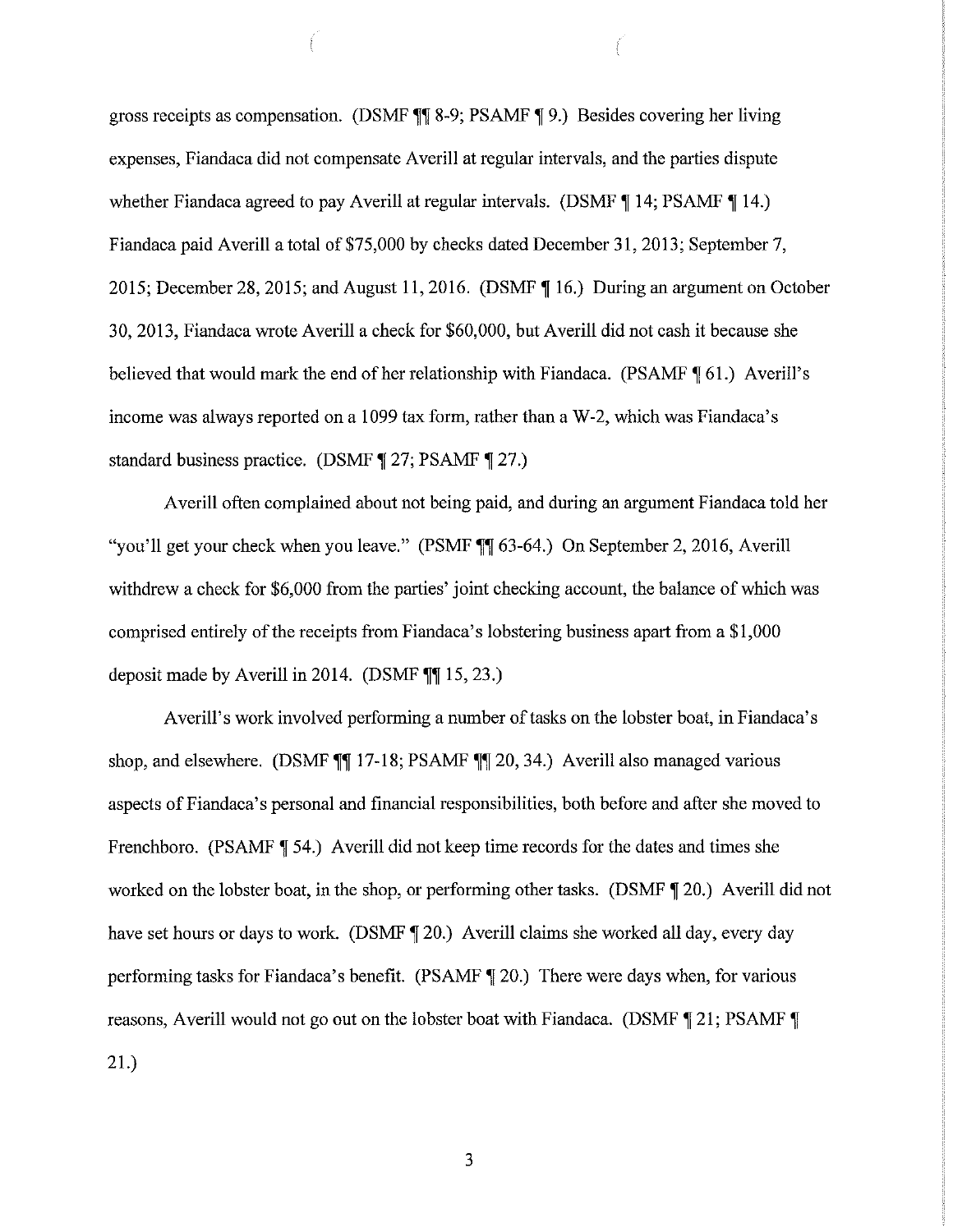gross receipts as compensation. (DSMF ¶¶ 8-9; PSAMF ¶ 9.) Besides covering her living expenses, Fiandaca did not compensate Averill at regular intervals, and the parties dispute whether Fiandaca agreed to pay Averill at regular intervals. (DSMF ¶ 14; PSAMF ¶ 14.) Fiandaca paid Averill a total of $75,000 by checks dated December 31, 2013; September 7, 2015; December 28, 2015; and August 11, 2016. (DSMF ¶ 16.) During an argument on October 30, 2013, Fiandaca wrote Averill a check for $60,000, but Averill did not cash it because she believed that would mark the end of her relationship with Fiandaca. (PSAMF ¶ 61.) Averill's income was always reported on a 1099 tax form, rather than a W-2, which was Fiandaca's standard business practice. (DSMF ¶ 27; PSAMF ¶ 27.)

Averill often complained about not being paid, and during an argument Fiandaca told her "you'll get your check when you leave." (PSMF ¶¶ 63-64.) On September 2, 2016, Averill withdrew a check for $6,000 from the parties' joint checking account, the balance of which was comprised entirely of the receipts from Fiandaca's lobstering business apart from a $1,000 deposit made by Averill in 2014. (DSMF ¶¶ 15, 23.)

Averill's work involved performing a number of tasks on the lobster boat, in Fiandaca's shop, and elsewhere. (DSMF ¶¶ 17-18; PSAMF ¶¶ 20, 34.) Averill also managed various aspects of Fiandaca's personal and financial responsibilities, both before and after she moved to Frenchboro. (PSAMF ¶ 54.) Averill did not keep time records for the dates and times she worked on the lobster boat, in the shop, or performing other tasks. (DSMF ¶ 20.) Averill did not have set hours or days to work. (DSMF ¶ 20.) Averill claims she worked all day, every day performing tasks for Fiandaca's benefit. (PSAMF ¶ 20.) There were days when, for various reasons, Averill would not go out on the lobster boat with Fiandaca. (DSMF ¶ 21; PSAMF ¶ 21.)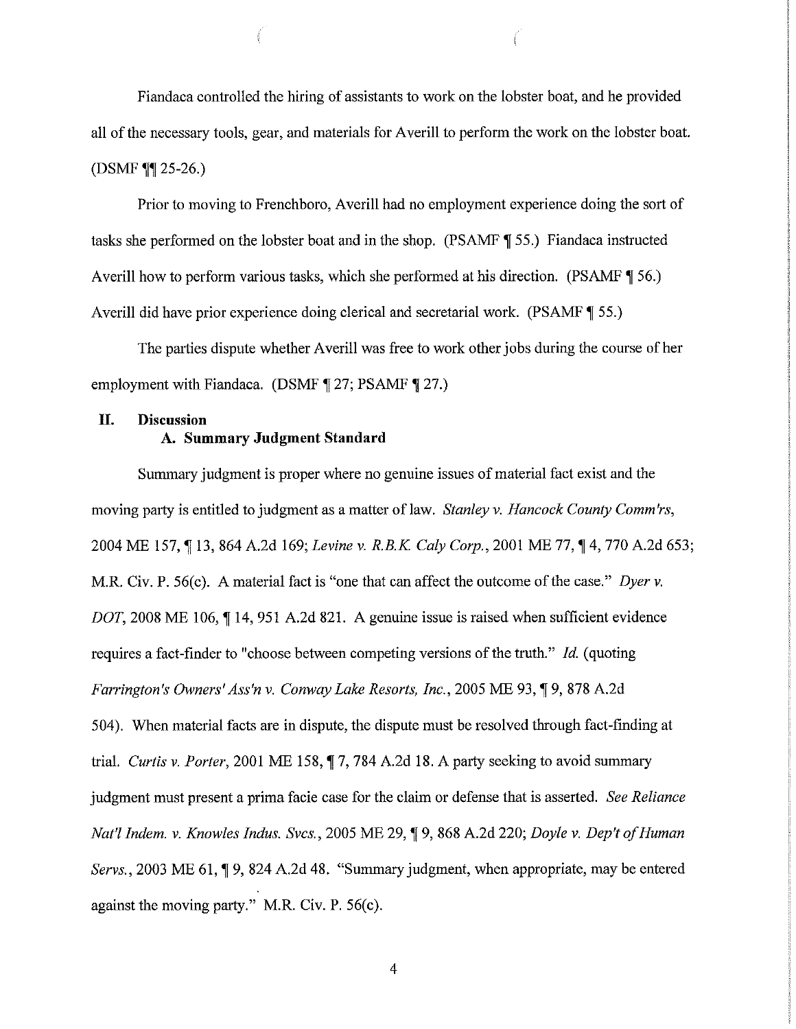Fiandaca controlled the hiring of assistants to work on the lobster boat, and he provided all of the necessary tools, gear, and materials for Averill to perform the work on the lobster boat. (DSMF ¶¶ 25-26.)

Prior to moving to Frenchboro, Averill had no employment experience doing the sort of tasks she performed on the lobster boat and in the shop. (PSAMF ¶ 55.) Fiandaca instructed Averill how to perform various tasks, which she performed at his direction. (PSAMF ¶ 56.) Averill did have prior experience doing clerical and secretarial work. (PSAMF ¶ 55.)

The parties dispute whether Averill was free to work other jobs during the course of her employment with Fiandaca. (DSMF ¶ 27; PSAMF ¶ 27.)

## II. Discussion

### A. Summary Judgment Standard

Summary judgment is proper where no genuine issues of material fact exist and the moving party is entitled to judgment as a matter of law. *Stanley v. Hancock County Comm'rs*, 2004 ME 157, ¶ 13, 864 A.2d 169; *Levine v. R.B.K. Caly Corp.*, 2001 ME 77, ¶ 4, 770 A.2d 653; M.R. Civ. P. 56(c). A material fact is "one that can affect the outcome of the case." *Dyer v. DOT*, 2008 ME 106, ¶ 14, 951 A.2d 821. A genuine issue is raised when sufficient evidence requires a fact-finder to "choose between competing versions of the truth." *Id.* (quoting *Farrington's Owners' Ass'n v. Conway Lake Resorts, Inc.*, 2005 ME 93, ¶ 9, 878 A.2d 504). When material facts are in dispute, the dispute must be resolved through fact-finding at trial. *Curtis v. Porter*, 2001 ME 158, ¶ 7, 784 A.2d 18. A party seeking to avoid summary judgment must present a prima facie case for the claim or defense that is asserted. *See Reliance Nat'l Indem. v. Knowles Indus. Svcs.*, 2005 ME 29, ¶ 9, 868 A.2d 220; *Doyle v. Dep't of Human Servs.*, 2003 ME 61, ¶ 9, 824 A.2d 48. "Summary judgment, when appropriate, may be entered against the moving party." M.R. Civ. P. 56(c).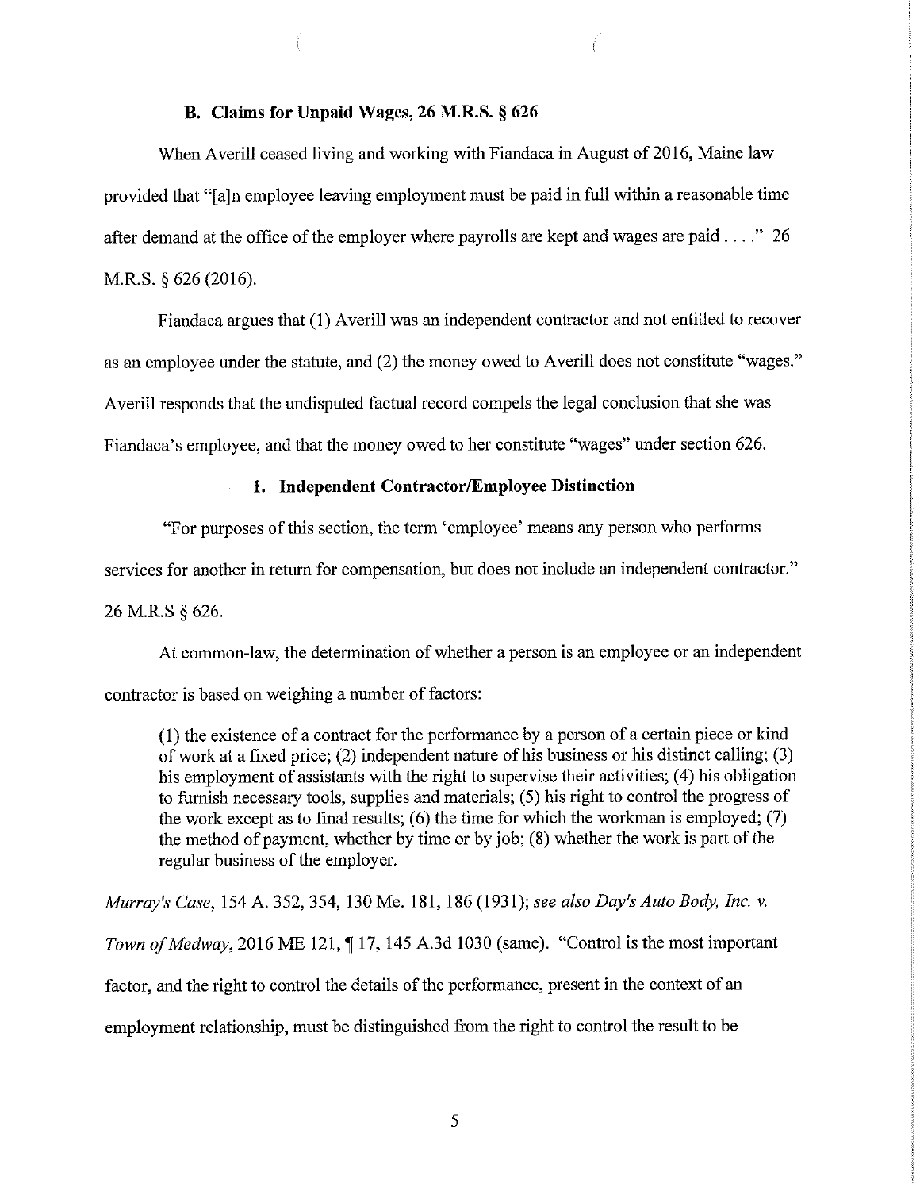### B. Claims for Unpaid Wages, 26 M.R.S. § 626

When Averill ceased living and working with Fiandaca in August of 2016, Maine law provided that "[a]n employee leaving employment must be paid in full within a reasonable time after demand at the office of the employer where payrolls are kept and wages are paid . . . ." 26 M.R.S. § 626 (2016).

Fiandaca argues that (1) Averill was an independent contractor and not entitled to recover as an employee under the statute, and (2) the money owed to Averill does not constitute "wages." Averill responds that the undisputed factual record compels the legal conclusion that she was Fiandaca's employee, and that the money owed to her constitute "wages" under section 626.

#### 1. Independent Contractor/Employee Distinction

"For purposes of this section, the term 'employee' means any person who performs services for another in return for compensation, but does not include an independent contractor." 26 M.R.S § 626.

At common-law, the determination of whether a person is an employee or an independent contractor is based on weighing a number of factors:

> (1) the existence of a contract for the performance by a person of a certain piece or kind of work at a fixed price; (2) independent nature of his business or his distinct calling; (3) his employment of assistants with the right to supervise their activities; (4) his obligation to furnish necessary tools, supplies and materials; (5) his right to control the progress of the work except as to final results; (6) the time for which the workman is employed; (7) the method of payment, whether by time or by job; (8) whether the work is part of the regular business of the employer.

*Murray's Case*, 154 A. 352, 354, 130 Me. 181, 186 (1931); *see also Day's Auto Body, Inc. v. Town of Medway*, 2016 ME 121, ¶ 17, 145 A.3d 1030 (same). "Control is the most important factor, and the right to control the details of the performance, present in the context of an employment relationship, must be distinguished from the right to control the result to be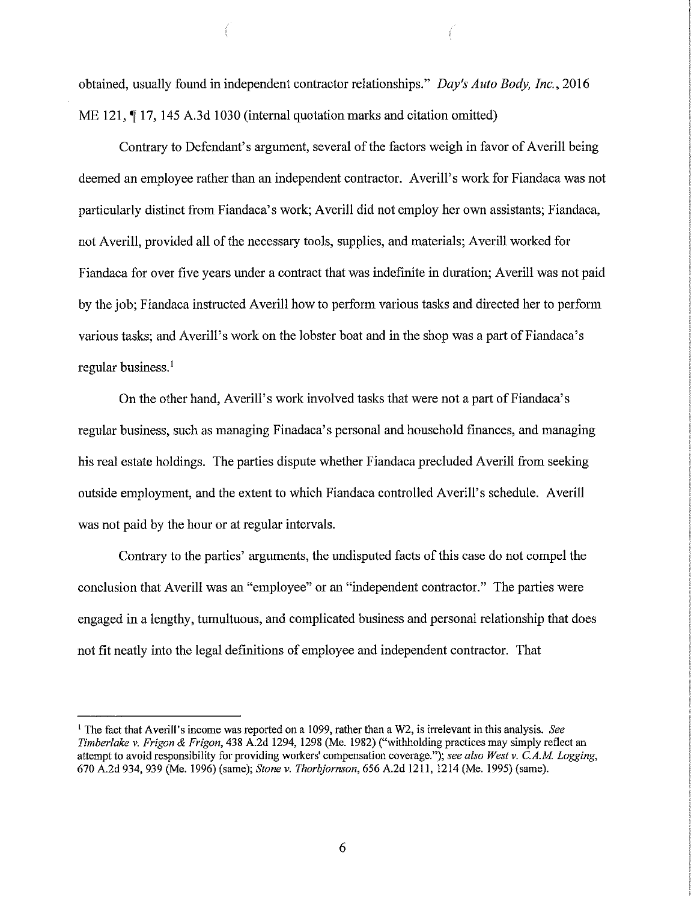obtained, usually found in independent contractor relationships." *Day's Auto Body, Inc.*, 2016 ME 121, ¶ 17, 145 A.3d 1030 (internal quotation marks and citation omitted)

Contrary to Defendant's argument, several of the factors weigh in favor of Averill being deemed an employee rather than an independent contractor. Averill's work for Fiandaca was not particularly distinct from Fiandaca's work; Averill did not employ her own assistants; Fiandaca, not Averill, provided all of the necessary tools, supplies, and materials; Averill worked for Fiandaca for over five years under a contract that was indefinite in duration; Averill was not paid by the job; Fiandaca instructed Averill how to perform various tasks and directed her to perform various tasks; and Averill's work on the lobster boat and in the shop was a part of Fiandaca's regular business.[1]

On the other hand, Averill's work involved tasks that were not a part of Fiandaca's regular business, such as managing Finadaca's personal and household finances, and managing his real estate holdings. The parties dispute whether Fiandaca precluded Averill from seeking outside employment, and the extent to which Fiandaca controlled Averill's schedule. Averill was not paid by the hour or at regular intervals.

Contrary to the parties' arguments, the undisputed facts of this case do not compel the conclusion that Averill was an "employee" or an "independent contractor." The parties were engaged in a lengthy, tumultuous, and complicated business and personal relationship that does not fit neatly into the legal definitions of employee and independent contractor. That

---

[1] The fact that Averill's income was reported on a 1099, rather than a W2, is irrelevant in this analysis. *See Timberlake v. Frigon & Frigon*, 438 A.2d 1294, 1298 (Me. 1982) ("withholding practices may simply reflect an attempt to avoid responsibility for providing workers' compensation coverage."); *see also West v. C.A.M. Logging*, 670 A.2d 934, 939 (Me. 1996) (same); *Stone v. Thorbjornson*, 656 A.2d 1211, 1214 (Me. 1995) (same).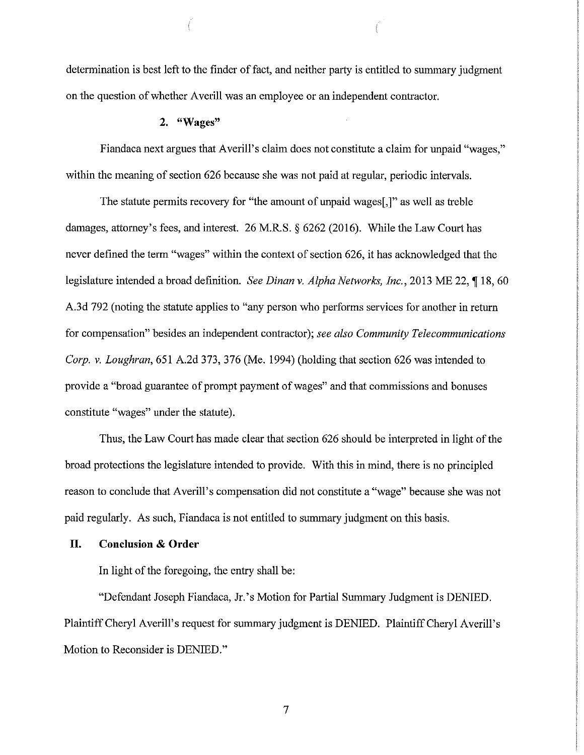determination is best left to the finder of fact, and neither party is entitled to summary judgment on the question of whether Averill was an employee or an independent contractor.

### 2. "Wages"

Fiandaca next argues that Averill's claim does not constitute a claim for unpaid "wages," within the meaning of section 626 because she was not paid at regular, periodic intervals.

The statute permits recovery for "the amount of unpaid wages[,]" as well as treble damages, attorney's fees, and interest. 26 M.R.S. § 6262 (2016). While the Law Court has never defined the term "wages" within the context of section 626, it has acknowledged that the legislature intended a broad definition. *See Dinan v. Alpha Networks, Inc.*, 2013 ME 22, ¶ 18, 60 A.3d 792 (noting the statute applies to "any person who performs services for another in return for compensation" besides an independent contractor); *see also Community Telecommunications Corp. v. Loughran*, 651 A.2d 373, 376 (Me. 1994) (holding that section 626 was intended to provide a "broad guarantee of prompt payment of wages" and that commissions and bonuses constitute "wages" under the statute).

Thus, the Law Court has made clear that section 626 should be interpreted in light of the broad protections the legislature intended to provide. With this in mind, there is no principled reason to conclude that Averill's compensation did not constitute a "wage" because she was not paid regularly. As such, Fiandaca is not entitled to summary judgment on this basis.

## II. Conclusion & Order

In light of the foregoing, the entry shall be:

"Defendant Joseph Fiandaca, Jr.'s Motion for Partial Summary Judgment is DENIED. Plaintiff Cheryl Averill's request for summary judgment is DENIED. Plaintiff Cheryl Averill's Motion to Reconsider is DENIED."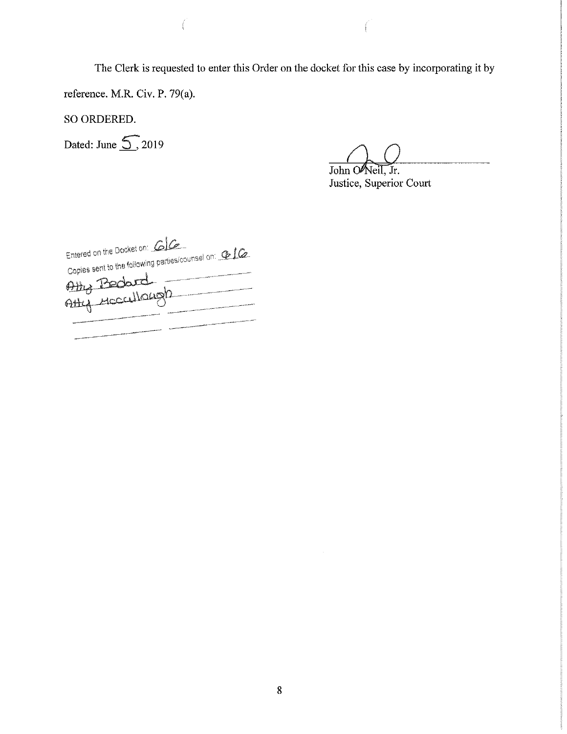The Clerk is requested to enter this Order on the docket for this case by incorporating it by reference. M.R. Civ. P. 79(a).

SO ORDERED.

Dated: June 5, 2019

John O'Neil, Jr.
Justice, Superior Court

Entered on the Docket on: 6/6
Copies sent to the following parties/counsel on: 6/6
Atty Bedard
Atty Mccullough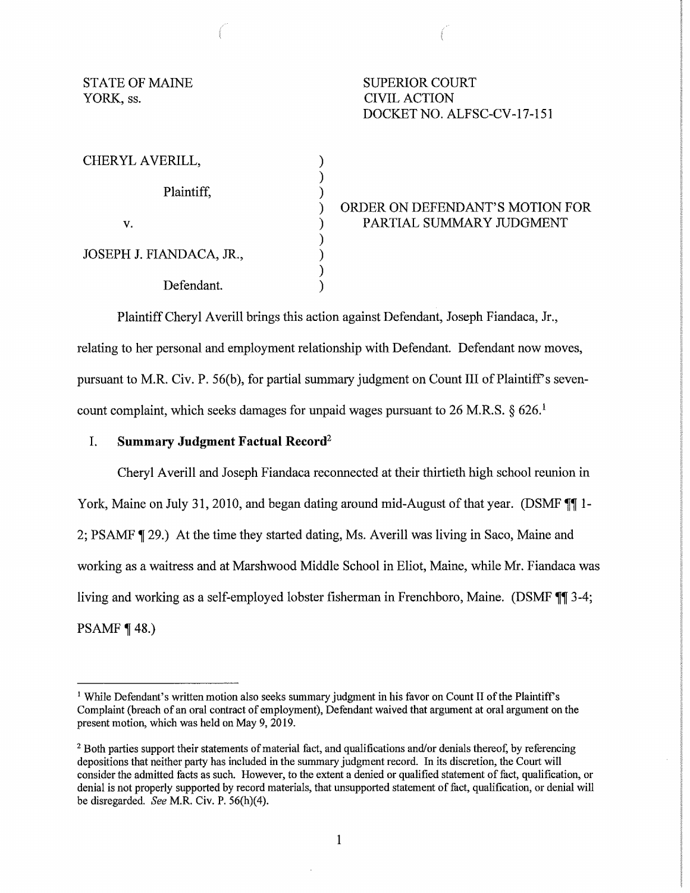STATE OF MAINE
YORK, ss.

SUPERIOR COURT
CIVIL ACTION
DOCKET NO. ALFSC-CV-17-151

| | | |
|---|---|---|
| CHERYL AVERILL, | ) | |
| | ) | |
| Plaintiff, | ) | |
| | ) | ORDER ON DEFENDANT'S MOTION FOR |
| v. | ) | PARTIAL SUMMARY JUDGMENT |
| | ) | |
| JOSEPH J. FIANDACA, JR., | ) | |
| | ) | |
| Defendant. | ) | |

Plaintiff Cheryl Averill brings this action against Defendant, Joseph Fiandaca, Jr., relating to her personal and employment relationship with Defendant. Defendant now moves, pursuant to M.R. Civ. P. 56(b), for partial summary judgment on Count III of Plaintiff's seven-count complaint, which seeks damages for unpaid wages pursuant to 26 M.R.S. § 626.[1]

## I. Summary Judgment Factual Record[2]

Cheryl Averill and Joseph Fiandaca reconnected at their thirtieth high school reunion in York, Maine on July 31, 2010, and began dating around mid-August of that year. (DSMF ¶¶ 1-2; PSAMF ¶ 29.) At the time they started dating, Ms. Averill was living in Saco, Maine and working as a waitress and at Marshwood Middle School in Eliot, Maine, while Mr. Fiandaca was living and working as a self-employed lobster fisherman in Frenchboro, Maine. (DSMF ¶¶ 3-4; PSAMF ¶ 48.)

---

[1] While Defendant's written motion also seeks summary judgment in his favor on Count II of the Plaintiff's Complaint (breach of an oral contract of employment), Defendant waived that argument at oral argument on the present motion, which was held on May 9, 2019.

[2] Both parties support their statements of material fact, and qualifications and/or denials thereof, by referencing depositions that neither party has included in the summary judgment record. In its discretion, the Court will consider the admitted facts as such. However, to the extent a denied or qualified statement of fact, qualification, or denial is not properly supported by record materials, that unsupported statement of fact, qualification, or denial will be disregarded. *See* M.R. Civ. P. 56(h)(4).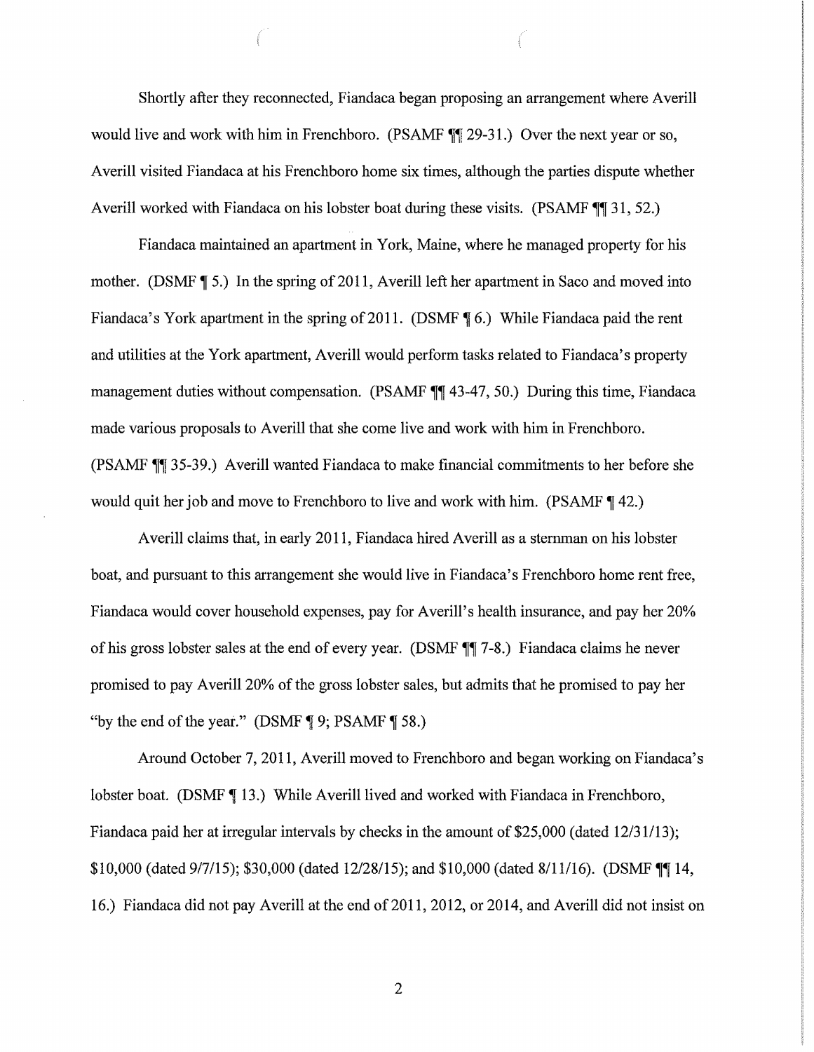Shortly after they reconnected, Fiandaca began proposing an arrangement where Averill would live and work with him in Frenchboro. (PSAMF ¶¶ 29-31.) Over the next year or so, Averill visited Fiandaca at his Frenchboro home six times, although the parties dispute whether Averill worked with Fiandaca on his lobster boat during these visits. (PSAMF ¶¶ 31, 52.)

Fiandaca maintained an apartment in York, Maine, where he managed property for his mother. (DSMF ¶ 5.) In the spring of 2011, Averill left her apartment in Saco and moved into Fiandaca's York apartment in the spring of 2011. (DSMF ¶ 6.) While Fiandaca paid the rent and utilities at the York apartment, Averill would perform tasks related to Fiandaca's property management duties without compensation. (PSAMF ¶¶ 43-47, 50.) During this time, Fiandaca made various proposals to Averill that she come live and work with him in Frenchboro. (PSAMF ¶¶ 35-39.) Averill wanted Fiandaca to make financial commitments to her before she would quit her job and move to Frenchboro to live and work with him. (PSAMF ¶ 42.)

Averill claims that, in early 2011, Fiandaca hired Averill as a sternman on his lobster boat, and pursuant to this arrangement she would live in Fiandaca's Frenchboro home rent free, Fiandaca would cover household expenses, pay for Averill's health insurance, and pay her 20% of his gross lobster sales at the end of every year. (DSMF ¶¶ 7-8.) Fiandaca claims he never promised to pay Averill 20% of the gross lobster sales, but admits that he promised to pay her "by the end of the year." (DSMF ¶ 9; PSAMF ¶ 58.)

Around October 7, 2011, Averill moved to Frenchboro and began working on Fiandaca's lobster boat. (DSMF ¶ 13.) While Averill lived and worked with Fiandaca in Frenchboro, Fiandaca paid her at irregular intervals by checks in the amount of $25,000 (dated 12/31/13); $10,000 (dated 9/7/15); $30,000 (dated 12/28/15); and $10,000 (dated 8/11/16). (DSMF ¶¶ 14, 16.) Fiandaca did not pay Averill at the end of 2011, 2012, or 2014, and Averill did not insist on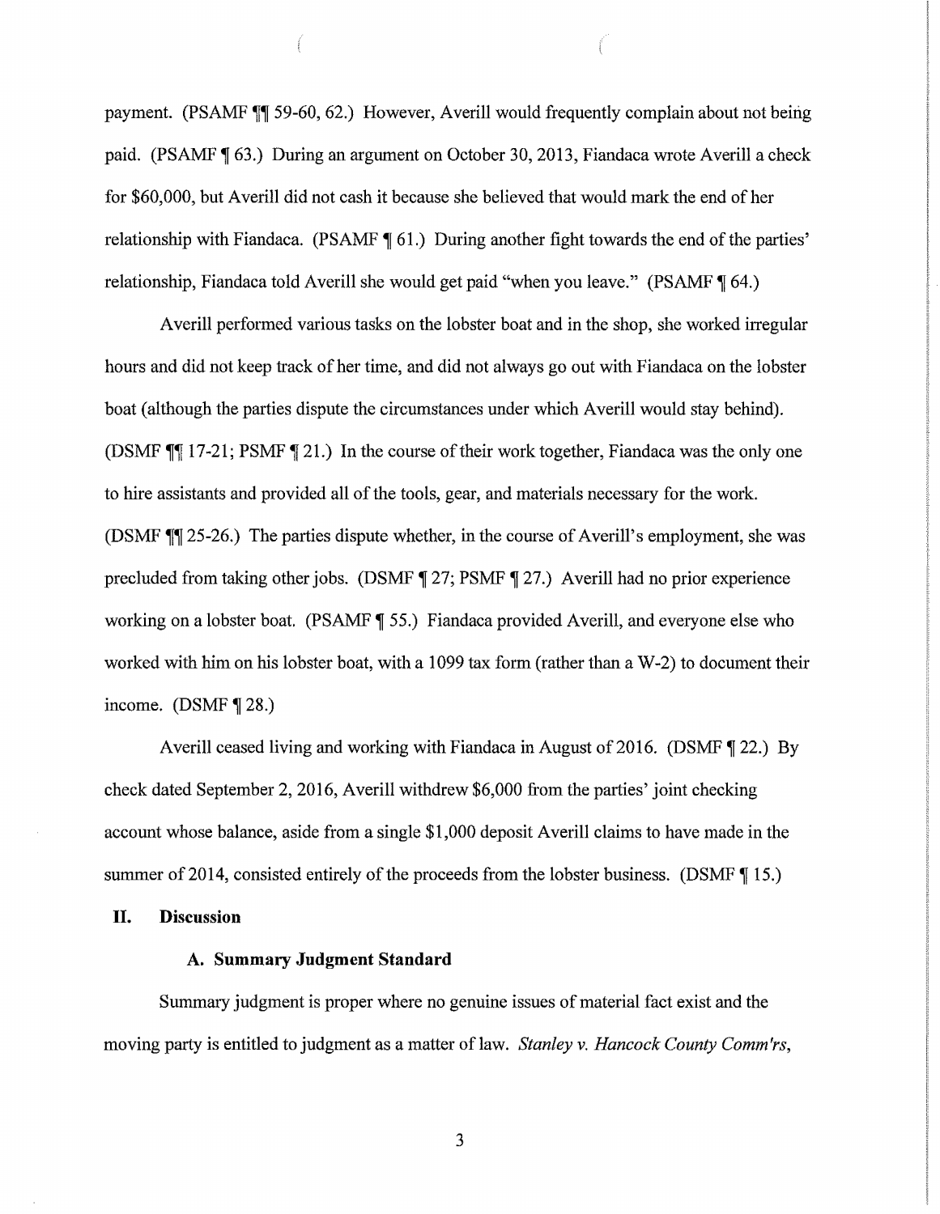payment. (PSAMF ¶¶ 59-60, 62.) However, Averill would frequently complain about not being paid. (PSAMF ¶ 63.) During an argument on October 30, 2013, Fiandaca wrote Averill a check for $60,000, but Averill did not cash it because she believed that would mark the end of her relationship with Fiandaca. (PSAMF ¶ 61.) During another fight towards the end of the parties' relationship, Fiandaca told Averill she would get paid "when you leave." (PSAMF ¶ 64.)

Averill performed various tasks on the lobster boat and in the shop, she worked irregular hours and did not keep track of her time, and did not always go out with Fiandaca on the lobster boat (although the parties dispute the circumstances under which Averill would stay behind). (DSMF ¶¶ 17-21; PSMF ¶ 21.) In the course of their work together, Fiandaca was the only one to hire assistants and provided all of the tools, gear, and materials necessary for the work. (DSMF ¶¶ 25-26.) The parties dispute whether, in the course of Averill's employment, she was precluded from taking other jobs. (DSMF ¶ 27; PSMF ¶ 27.) Averill had no prior experience working on a lobster boat. (PSAMF ¶ 55.) Fiandaca provided Averill, and everyone else who worked with him on his lobster boat, with a 1099 tax form (rather than a W-2) to document their income. (DSMF ¶ 28.)

Averill ceased living and working with Fiandaca in August of 2016. (DSMF ¶ 22.) By check dated September 2, 2016, Averill withdrew $6,000 from the parties' joint checking account whose balance, aside from a single $1,000 deposit Averill claims to have made in the summer of 2014, consisted entirely of the proceeds from the lobster business. (DSMF ¶ 15.)

## II. Discussion

### A. Summary Judgment Standard

Summary judgment is proper where no genuine issues of material fact exist and the moving party is entitled to judgment as a matter of law. *Stanley v. Hancock County Comm'rs*,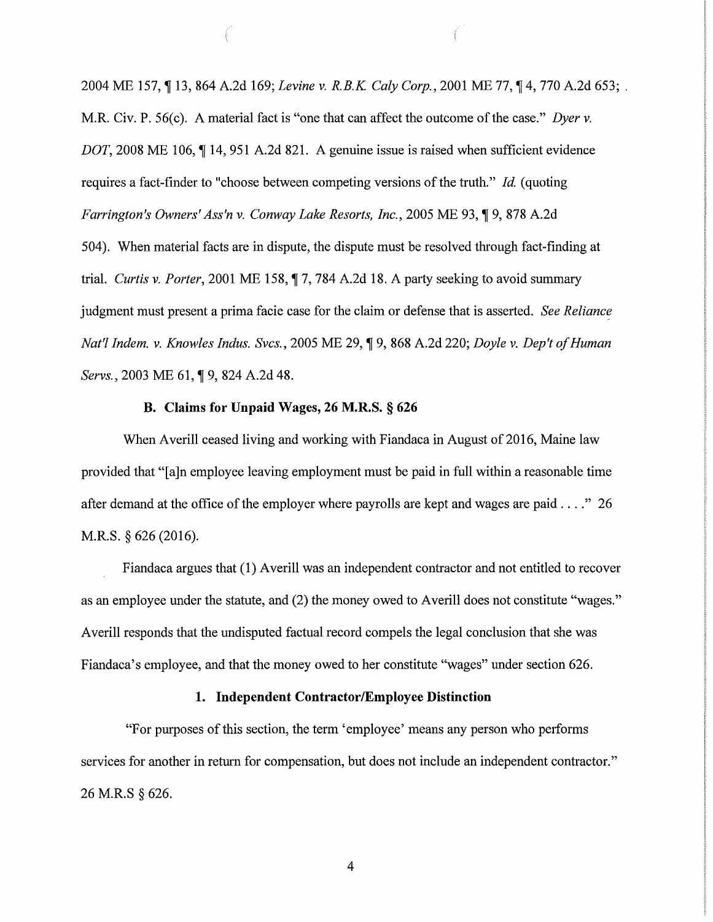2004 ME 157, ¶ 13, 864 A.2d 169; *Levine v. R.B.K. Caly Corp.*, 2001 ME 77, ¶ 4, 770 A.2d 653; . M.R. Civ. P. 56(c). A material fact is "one that can affect the outcome of the case." *Dyer v. DOT*, 2008 ME 106, ¶ 14, 951 A.2d 821. A genuine issue is raised when sufficient evidence requires a fact-finder to "choose between competing versions of the truth." *Id.* (quoting *Farrington's Owners' Ass'n v. Conway Lake Resorts, Inc.*, 2005 ME 93, ¶ 9, 878 A.2d 504). When material facts are in dispute, the dispute must be resolved through fact-finding at trial. *Curtis v. Porter*, 2001 ME 158, ¶ 7, 784 A.2d 18. A party seeking to avoid summary judgment must present a prima facie case for the claim or defense that is asserted. *See Reliance Nat'l Indem. v. Knowles Indus. Svcs.*, 2005 ME 29, ¶ 9, 868 A.2d 220; *Doyle v. Dep't of Human Servs.*, 2003 ME 61, ¶ 9, 824 A.2d 48.

### B. Claims for Unpaid Wages, 26 M.R.S. § 626

When Averill ceased living and working with Fiandaca in August of 2016, Maine law provided that "[a]n employee leaving employment must be paid in full within a reasonable time after demand at the office of the employer where payrolls are kept and wages are paid . . . ." 26 M.R.S. § 626 (2016).

Fiandaca argues that (1) Averill was an independent contractor and not entitled to recover as an employee under the statute, and (2) the money owed to Averill does not constitute "wages." Averill responds that the undisputed factual record compels the legal conclusion that she was Fiandaca's employee, and that the money owed to her constitute "wages" under section 626.

#### 1. Independent Contractor/Employee Distinction

"For purposes of this section, the term 'employee' means any person who performs services for another in return for compensation, but does not include an independent contractor." 26 M.R.S § 626.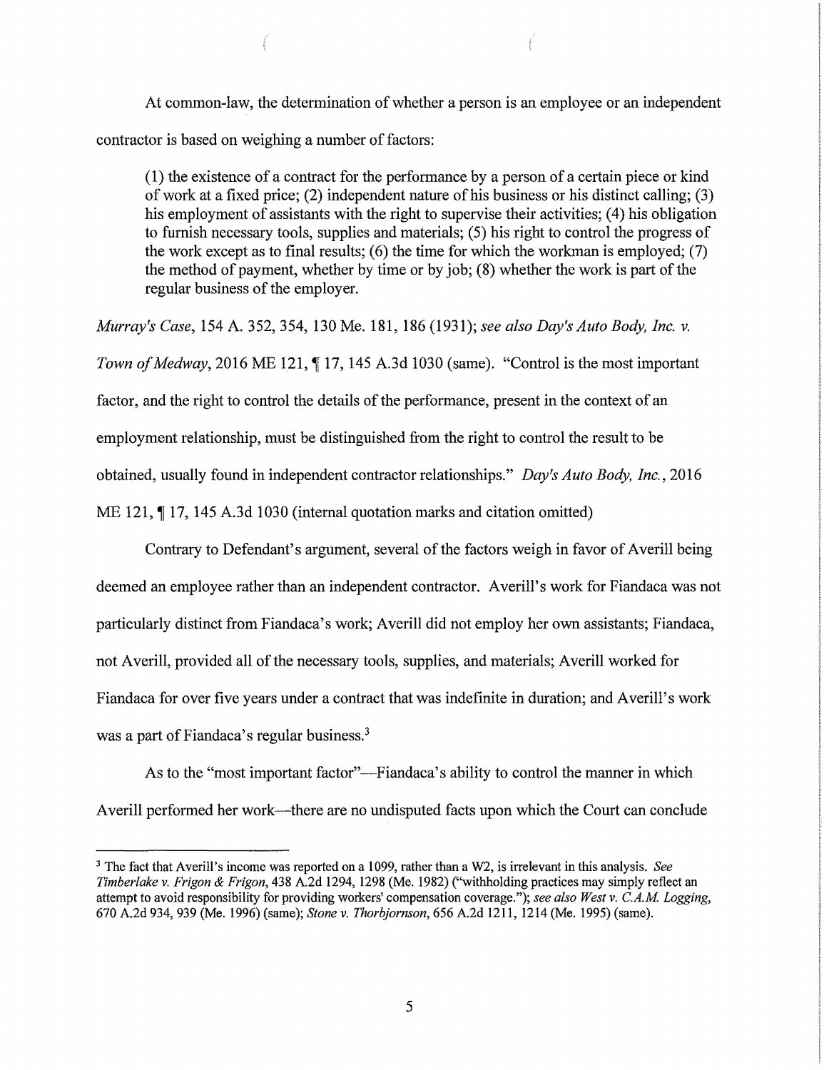At common-law, the determination of whether a person is an employee or an independent contractor is based on weighing a number of factors:

> (1) the existence of a contract for the performance by a person of a certain piece or kind of work at a fixed price; (2) independent nature of his business or his distinct calling; (3) his employment of assistants with the right to supervise their activities; (4) his obligation to furnish necessary tools, supplies and materials; (5) his right to control the progress of the work except as to final results; (6) the time for which the workman is employed; (7) the method of payment, whether by time or by job; (8) whether the work is part of the regular business of the employer.

*Murray's Case*, 154 A. 352, 354, 130 Me. 181, 186 (1931); *see also Day's Auto Body, Inc. v. Town of Medway*, 2016 ME 121, ¶ 17, 145 A.3d 1030 (same). "Control is the most important factor, and the right to control the details of the performance, present in the context of an employment relationship, must be distinguished from the right to control the result to be obtained, usually found in independent contractor relationships." *Day's Auto Body, Inc.*, 2016 ME 121, ¶ 17, 145 A.3d 1030 (internal quotation marks and citation omitted)

Contrary to Defendant's argument, several of the factors weigh in favor of Averill being deemed an employee rather than an independent contractor. Averill's work for Fiandaca was not particularly distinct from Fiandaca's work; Averill did not employ her own assistants; Fiandaca, not Averill, provided all of the necessary tools, supplies, and materials; Averill worked for Fiandaca for over five years under a contract that was indefinite in duration; and Averill's work was a part of Fiandaca's regular business.[3]

As to the "most important factor"—Fiandaca's ability to control the manner in which Averill performed her work—there are no undisputed facts upon which the Court can conclude

[3] The fact that Averill's income was reported on a 1099, rather than a W2, is irrelevant in this analysis. *See Timberlake v. Frigon & Frigon*, 438 A.2d 1294, 1298 (Me. 1982) ("withholding practices may simply reflect an attempt to avoid responsibility for providing workers' compensation coverage."); *see also West v. C.A.M. Logging*, 670 A.2d 934, 939 (Me. 1996) (same); *Stone v. Thorbjornson*, 656 A.2d 1211, 1214 (Me. 1995) (same).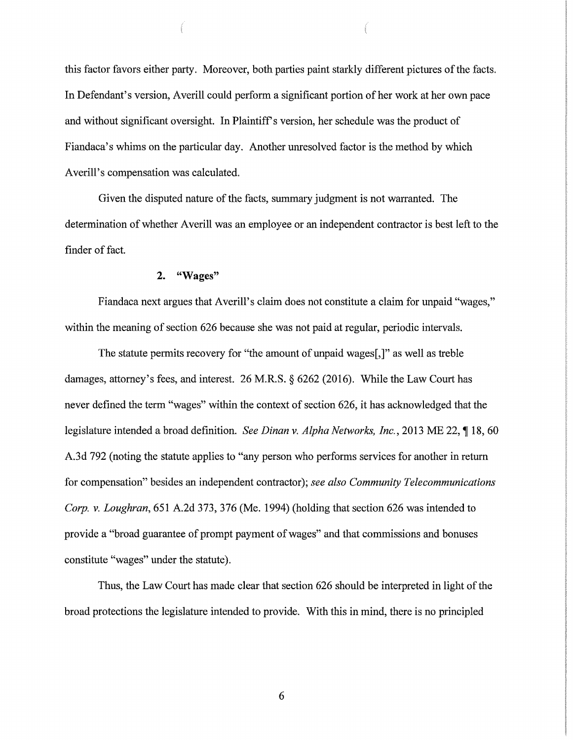this factor favors either party. Moreover, both parties paint starkly different pictures of the facts. In Defendant's version, Averill could perform a significant portion of her work at her own pace and without significant oversight. In Plaintiff's version, her schedule was the product of Fiandaca's whims on the particular day. Another unresolved factor is the method by which Averill's compensation was calculated.

Given the disputed nature of the facts, summary judgment is not warranted. The determination of whether Averill was an employee or an independent contractor is best left to the finder of fact.

### 2. "Wages"

Fiandaca next argues that Averill's claim does not constitute a claim for unpaid "wages," within the meaning of section 626 because she was not paid at regular, periodic intervals.

The statute permits recovery for "the amount of unpaid wages[,]" as well as treble damages, attorney's fees, and interest. 26 M.R.S. § 6262 (2016). While the Law Court has never defined the term "wages" within the context of section 626, it has acknowledged that the legislature intended a broad definition. *See Dinan v. Alpha Networks, Inc.*, 2013 ME 22, ¶ 18, 60 A.3d 792 (noting the statute applies to "any person who performs services for another in return for compensation" besides an independent contractor); *see also Community Telecommunications Corp. v. Loughran*, 651 A.2d 373, 376 (Me. 1994) (holding that section 626 was intended to provide a "broad guarantee of prompt payment of wages" and that commissions and bonuses constitute "wages" under the statute).

Thus, the Law Court has made clear that section 626 should be interpreted in light of the broad protections the legislature intended to provide. With this in mind, there is no principled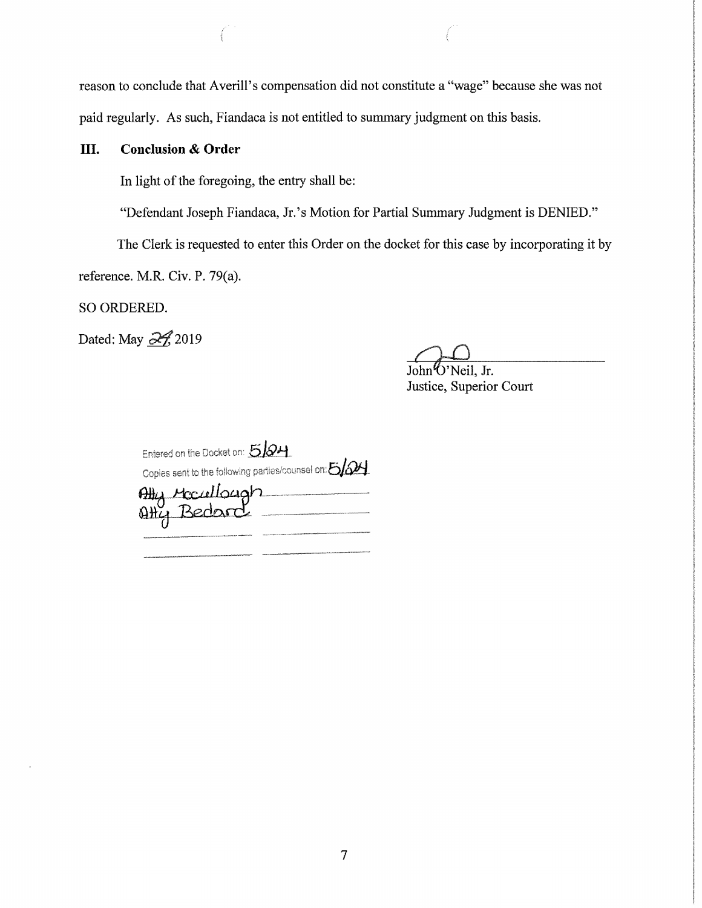reason to conclude that Averill's compensation did not constitute a "wage" because she was not paid regularly. As such, Fiandaca is not entitled to summary judgment on this basis.

## III. Conclusion & Order

In light of the foregoing, the entry shall be:

"Defendant Joseph Fiandaca, Jr.'s Motion for Partial Summary Judgment is DENIED."

The Clerk is requested to enter this Order on the docket for this case by incorporating it by reference. M.R. Civ. P. 79(a).

SO ORDERED.

Dated: May 24, 2019

John O'Neil, Jr.
Justice, Superior Court

Entered on the Docket on: 5/24

Copies sent to the following parties/counsel on: 5/24

Atty Mccullough

Atty Bedard